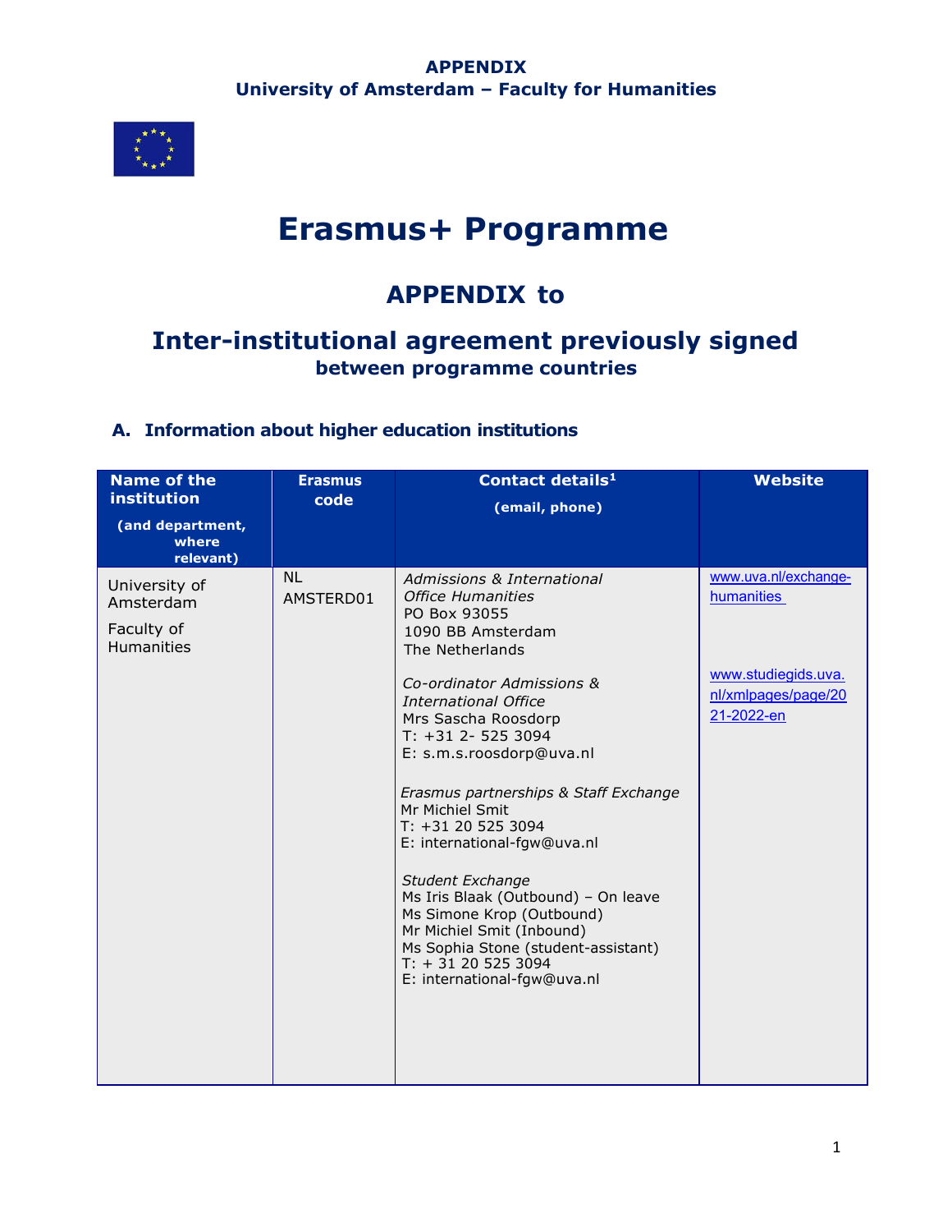**APPENDIX**
**University of Amsterdam – Faculty for Humanities**

# Erasmus+ Programme

## APPENDIX to

## Inter-institutional agreement previously signed

**between programme countries**

### A. Information about higher education institutions

| Name of the institution (and department, where relevant) | Erasmus code | Contact details[1] (email, phone) | Website |
|---|---|---|---|
| University of Amsterdam<br><br>Faculty of Humanities | NL AMSTERD01 | *Admissions & International Office Humanities*<br>PO Box 93055<br>1090 BB Amsterdam<br>The Netherlands<br><br>*Co-ordinator Admissions & International Office*<br>Mrs Sascha Roosdorp<br>T: +31 2- 525 3094<br>E: s.m.s.roosdorp@uva.nl<br><br>*Erasmus partnerships & Staff Exchange*<br>Mr Michiel Smit<br>T: +31 20 525 3094<br>E: international-fgw@uva.nl<br><br>*Student Exchange*<br>Ms Iris Blaak (Outbound) – On leave<br>Ms Simone Krop (Outbound)<br>Mr Michiel Smit (Inbound)<br>Ms Sophia Stone (student-assistant)<br>T: + 31 20 525 3094<br>E: international-fgw@uva.nl | www.uva.nl/exchange-humanities<br><br>www.studiegids.uva.nl/xmlpages/page/2021-2022-en |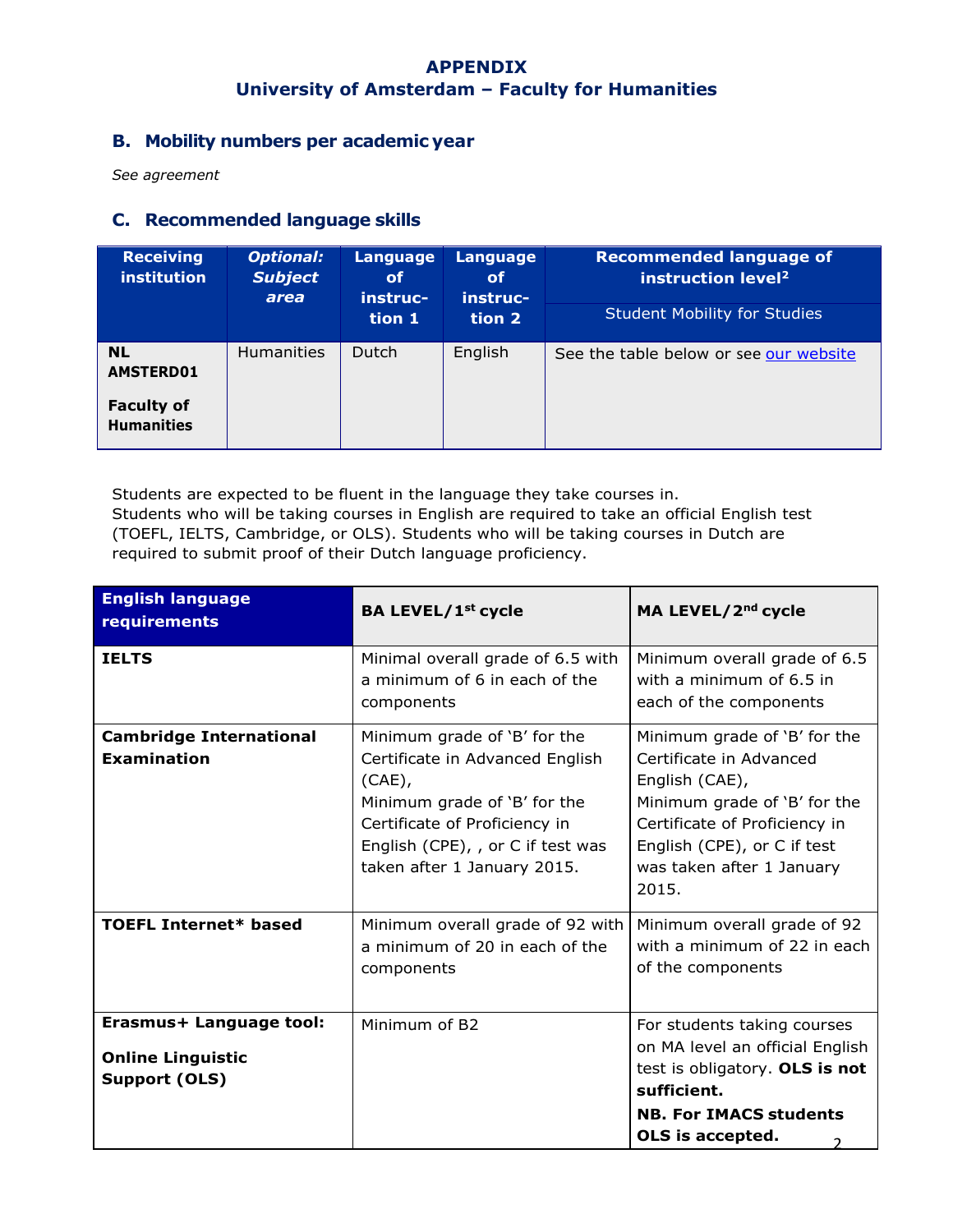# APPENDIX
## University of Amsterdam – Faculty for Humanities

## B. Mobility numbers per academic year

*See agreement*

## C. Recommended language skills

| Receiving institution | *Optional: Subject area* | Language of instruc-tion 1 | Language of instruc-tion 2 | Recommended language of instruction level[2] |
|---|---|---|---|---|
| | | | | Student Mobility for Studies |
| **NL AMSTERD01** **Faculty of Humanities** | Humanities | Dutch | English | See the table below or see [our website]() |

Students are expected to be fluent in the language they take courses in.
Students who will be taking courses in English are required to take an official English test (TOEFL, IELTS, Cambridge, or OLS). Students who will be taking courses in Dutch are required to submit proof of their Dutch language proficiency.

| **English language requirements** | **BA LEVEL/1st cycle** | **MA LEVEL/2nd cycle** |
|---|---|---|
| **IELTS** | Minimal overall grade of 6.5 with a minimum of 6 in each of the components | Minimum overall grade of 6.5 with a minimum of 6.5 in each of the components |
| **Cambridge International Examination** | Minimum grade of 'B' for the Certificate in Advanced English (CAE), Minimum grade of 'B' for the Certificate of Proficiency in English (CPE), , or C if test was taken after 1 January 2015. | Minimum grade of 'B' for the Certificate in Advanced English (CAE), Minimum grade of 'B' for the Certificate of Proficiency in English (CPE), or C if test was taken after 1 January 2015. |
| **TOEFL Internet* based** | Minimum overall grade of 92 with a minimum of 20 in each of the components | Minimum overall grade of 92 with a minimum of 22 in each of the components |
| **Erasmus+ Language tool: Online Linguistic Support (OLS)** | Minimum of B2 | For students taking courses on MA level an official English test is obligatory. **OLS is not sufficient.** **NB. For IMACS students OLS is accepted.** |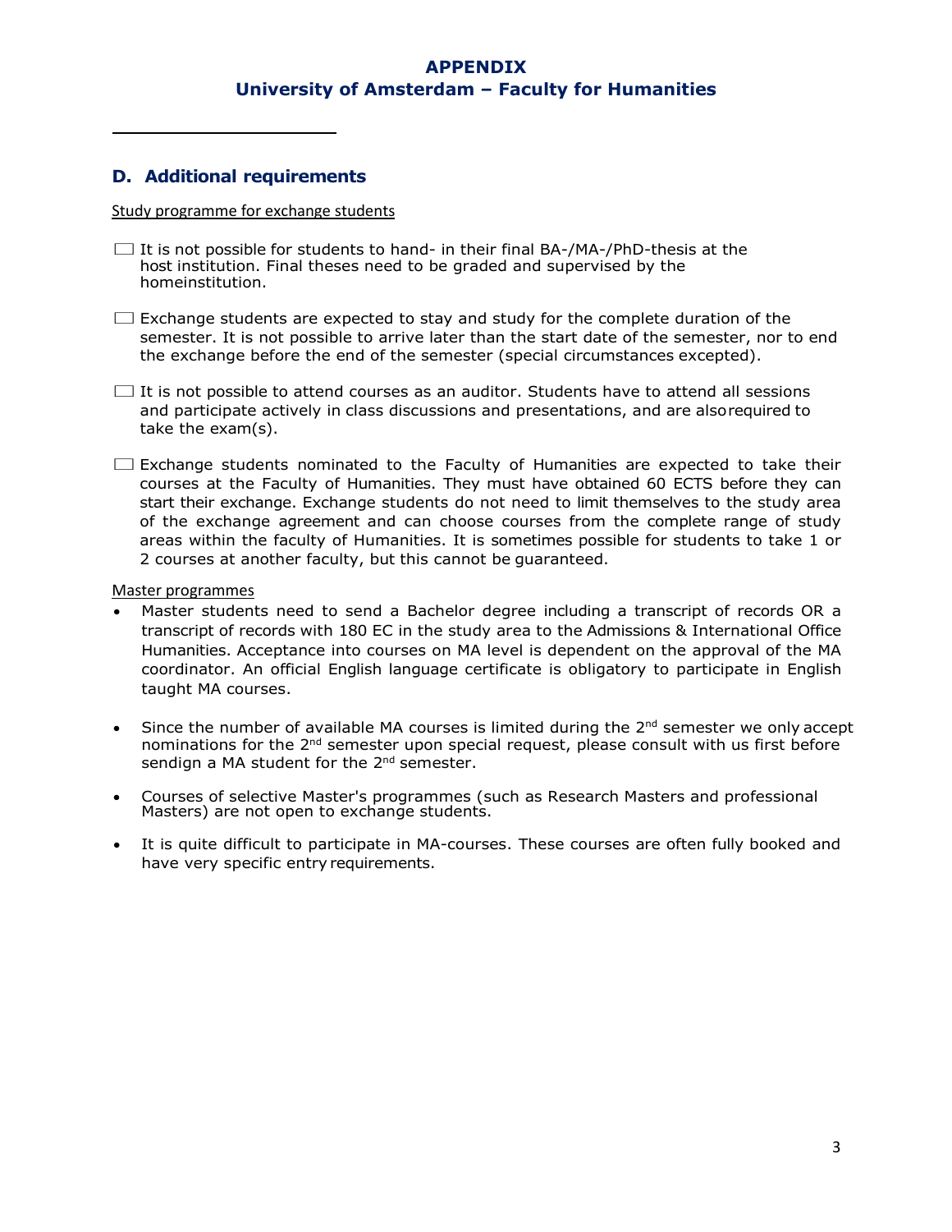# APPENDIX
# University of Amsterdam – Faculty for Humanities

## D. Additional requirements

Study programme for exchange students

- ☐ It is not possible for students to hand- in their final BA-/MA-/PhD-thesis at the host institution. Final theses need to be graded and supervised by the homeinstitution.

- ☐ Exchange students are expected to stay and study for the complete duration of the semester. It is not possible to arrive later than the start date of the semester, nor to end the exchange before the end of the semester (special circumstances excepted).

- ☐ It is not possible to attend courses as an auditor. Students have to attend all sessions and participate actively in class discussions and presentations, and are alsorequired to take the exam(s).

- ☐ Exchange students nominated to the Faculty of Humanities are expected to take their courses at the Faculty of Humanities. They must have obtained 60 ECTS before they can start their exchange. Exchange students do not need to limit themselves to the study area of the exchange agreement and can choose courses from the complete range of study areas within the faculty of Humanities. It is sometimes possible for students to take 1 or 2 courses at another faculty, but this cannot be guaranteed.

Master programmes

- Master students need to send a Bachelor degree including a transcript of records OR a transcript of records with 180 EC in the study area to the Admissions & International Office Humanities. Acceptance into courses on MA level is dependent on the approval of the MA coordinator. An official English language certificate is obligatory to participate in English taught MA courses.

- Since the number of available MA courses is limited during the 2nd semester we only accept nominations for the 2nd semester upon special request, please consult with us first before sendign a MA student for the 2nd semester.

- Courses of selective Master's programmes (such as Research Masters and professional Masters) are not open to exchange students.

- It is quite difficult to participate in MA-courses. These courses are often fully booked and have very specific entry requirements.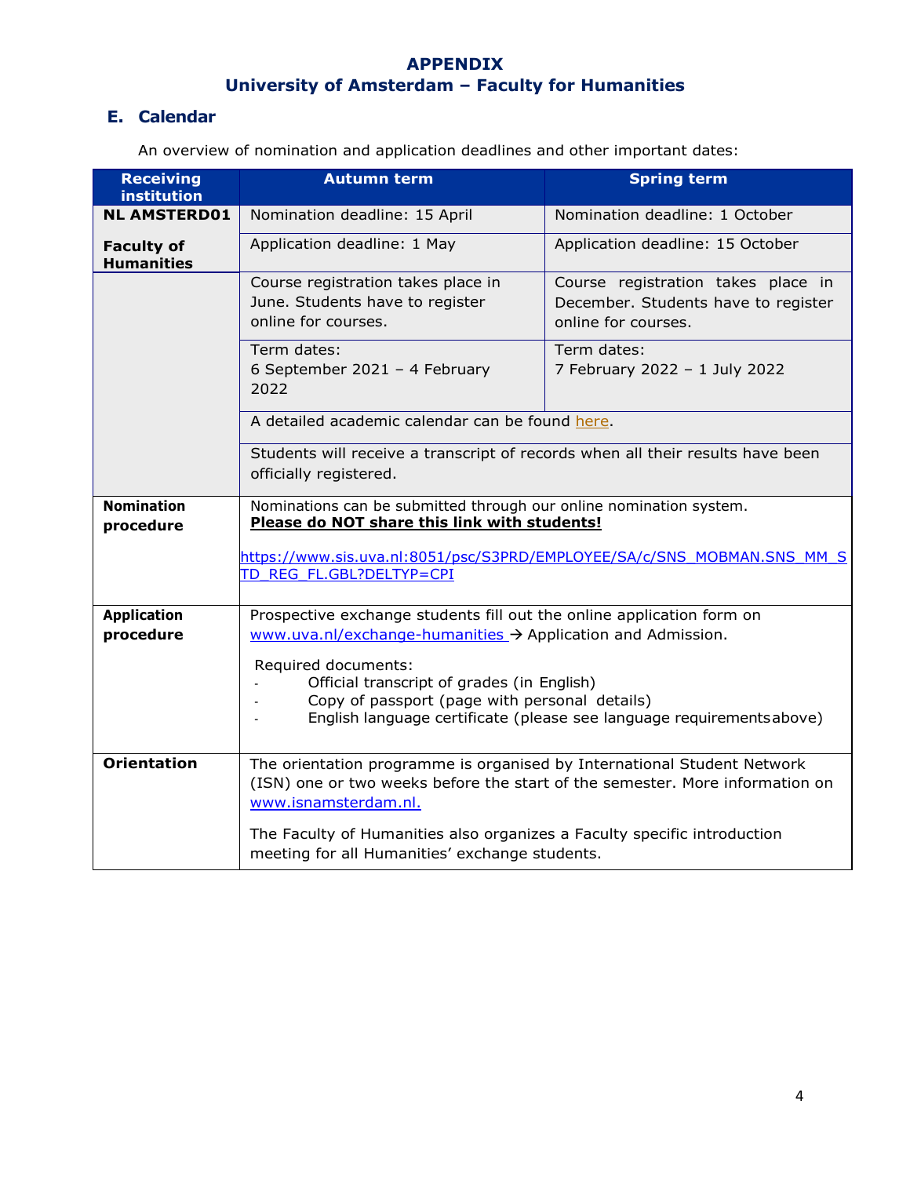# APPENDIX
## University of Amsterdam – Faculty for Humanities

### E. Calendar

An overview of nomination and application deadlines and other important dates:

| Receiving institution | Autumn term | Spring term |
|---|---|---|
| **NL AMSTERD01**<br><br>**Faculty of Humanities** | Nomination deadline: 15 April | Nomination deadline: 1 October |
| | Application deadline: 1 May | Application deadline: 15 October |
| | Course registration takes place in June. Students have to register online for courses. | Course registration takes place in December. Students have to register online for courses. |
| | Term dates:<br>6 September 2021 – 4 February 2022 | Term dates:<br>7 February 2022 – 1 July 2022 |
| | A detailed academic calendar can be found here. | |
| | Students will receive a transcript of records when all their results have been officially registered. | |
| **Nomination procedure** | Nominations can be submitted through our online nomination system.<br>**Please do NOT share this link with students!**<br><br>https://www.sis.uva.nl:8051/psc/S3PRD/EMPLOYEE/SA/c/SNS_MOBMAN.SNS_MM_STD_REG_FL.GBL?DELTYP=CPI | |
| **Application procedure** | Prospective exchange students fill out the online application form on www.uva.nl/exchange-humanities → Application and Admission.<br><br>Required documents:<br>- Official transcript of grades (in English)<br>- Copy of passport (page with personal details)<br>- English language certificate (please see language requirements above) | |
| **Orientation** | The orientation programme is organised by International Student Network (ISN) one or two weeks before the start of the semester. More information on www.isnamsterdam.nl.<br><br>The Faculty of Humanities also organizes a Faculty specific introduction meeting for all Humanities' exchange students. | |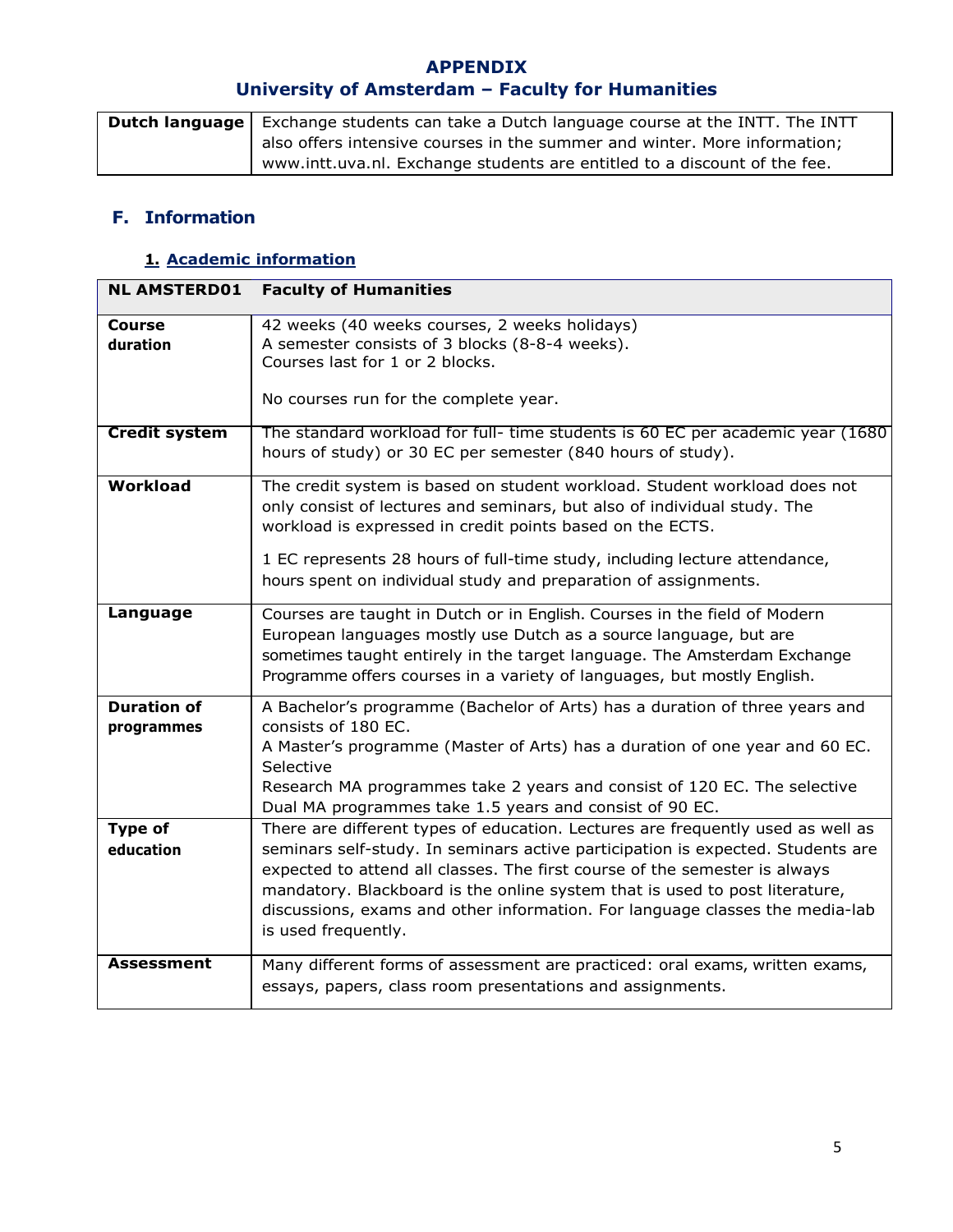# APPENDIX
## University of Amsterdam – Faculty for Humanities

| Dutch language | Exchange students can take a Dutch language course at the INTT. The INTT also offers intensive courses in the summer and winter. More information; www.intt.uva.nl. Exchange students are entitled to a discount of the fee. |
|---|---|

## F. Information

### 1. Academic information

| NL AMSTERD01 | Faculty of Humanities |
|---|---|
| **Course duration** | 42 weeks (40 weeks courses, 2 weeks holidays)<br>A semester consists of 3 blocks (8-8-4 weeks).<br>Courses last for 1 or 2 blocks.<br><br>No courses run for the complete year. |
| **Credit system** | The standard workload for full- time students is 60 EC per academic year (1680 hours of study) or 30 EC per semester (840 hours of study). |
| **Workload** | The credit system is based on student workload. Student workload does not only consist of lectures and seminars, but also of individual study. The workload is expressed in credit points based on the ECTS.<br><br>1 EC represents 28 hours of full-time study, including lecture attendance, hours spent on individual study and preparation of assignments. |
| **Language** | Courses are taught in Dutch or in English. Courses in the field of Modern European languages mostly use Dutch as a source language, but are sometimes taught entirely in the target language. The Amsterdam Exchange Programme offers courses in a variety of languages, but mostly English. |
| **Duration of programmes** | A Bachelor's programme (Bachelor of Arts) has a duration of three years and consists of 180 EC.<br>A Master's programme (Master of Arts) has a duration of one year and 60 EC. Selective<br>Research MA programmes take 2 years and consist of 120 EC. The selective Dual MA programmes take 1.5 years and consist of 90 EC. |
| **Type of education** | There are different types of education. Lectures are frequently used as well as seminars self-study. In seminars active participation is expected. Students are expected to attend all classes. The first course of the semester is always mandatory. Blackboard is the online system that is used to post literature, discussions, exams and other information. For language classes the media-lab is used frequently. |
| **Assessment** | Many different forms of assessment are practiced: oral exams, written exams, essays, papers, class room presentations and assignments. |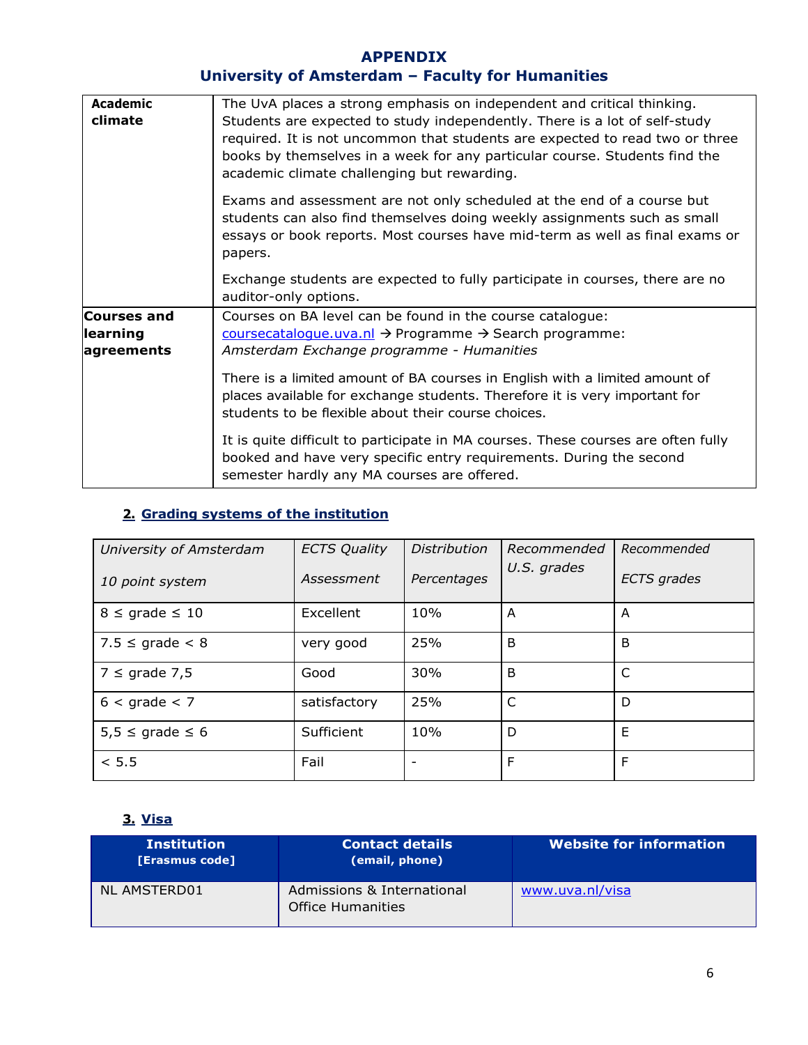# APPENDIX
## University of Amsterdam – Faculty for Humanities

| | |
|---|---|
| **Academic climate** | The UvA places a strong emphasis on independent and critical thinking. Students are expected to study independently. There is a lot of self-study required. It is not uncommon that students are expected to read two or three books by themselves in a week for any particular course. Students find the academic climate challenging but rewarding.<br><br>Exams and assessment are not only scheduled at the end of a course but students can also find themselves doing weekly assignments such as small essays or book reports. Most courses have mid-term as well as final exams or papers.<br><br>Exchange students are expected to fully participate in courses, there are no auditor-only options. |
| **Courses and learning agreements** | Courses on BA level can be found in the course catalogue: coursecatalogue.uva.nl → Programme → Search programme: *Amsterdam Exchange programme - Humanities*<br><br>There is a limited amount of BA courses in English with a limited amount of places available for exchange students. Therefore it is very important for students to be flexible about their course choices.<br><br>It is quite difficult to participate in MA courses. These courses are often fully booked and have very specific entry requirements. During the second semester hardly any MA courses are offered. |

### 2. Grading systems of the institution

| *University of Amsterdam 10 point system* | *ECTS Quality Assessment* | *Distribution Percentages* | *Recommended U.S. grades* | *Recommended ECTS grades* |
|---|---|---|---|---|
| 8 ≤ grade ≤ 10 | Excellent | 10% | A | A |
| 7.5 ≤ grade < 8 | very good | 25% | B | B |
| 7 ≤ grade 7,5 | Good | 30% | B | C |
| 6 < grade < 7 | satisfactory | 25% | C | D |
| 5,5 ≤ grade ≤ 6 | Sufficient | 10% | D | E |
| < 5.5 | Fail | - | F | F |

### 3. Visa

| Institution [Erasmus code] | Contact details (email, phone) | Website for information |
|---|---|---|
| NL AMSTERD01 | Admissions & International Office Humanities | www.uva.nl/visa |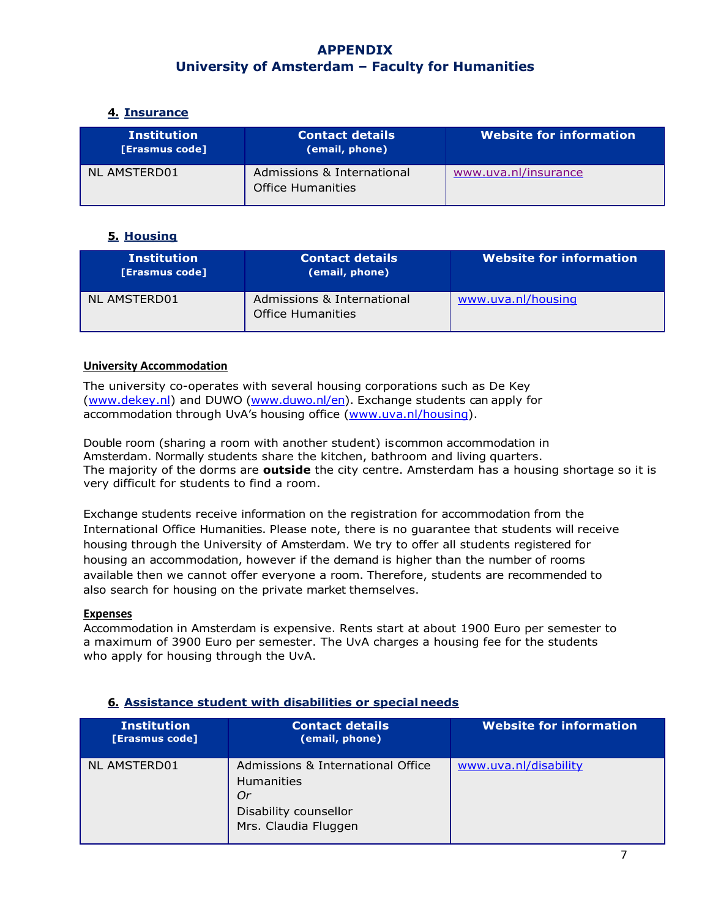# APPENDIX
# University of Amsterdam – Faculty for Humanities

## 4. Insurance

| Institution [Erasmus code] | Contact details (email, phone) | Website for information |
|---|---|---|
| NL AMSTERD01 | Admissions & International Office Humanities | www.uva.nl/insurance |

## 5. Housing

| Institution [Erasmus code] | Contact details (email, phone) | Website for information |
|---|---|---|
| NL AMSTERD01 | Admissions & International Office Humanities | www.uva.nl/housing |

### University Accommodation

The university co-operates with several housing corporations such as De Key (www.dekey.nl) and DUWO (www.duwo.nl/en). Exchange students can apply for accommodation through UvA's housing office (www.uva.nl/housing).

Double room (sharing a room with another student) is common accommodation in Amsterdam. Normally students share the kitchen, bathroom and living quarters. The majority of the dorms are **outside** the city centre. Amsterdam has a housing shortage so it is very difficult for students to find a room.

Exchange students receive information on the registration for accommodation from the International Office Humanities. Please note, there is no guarantee that students will receive housing through the University of Amsterdam. We try to offer all students registered for housing an accommodation, however if the demand is higher than the number of rooms available then we cannot offer everyone a room. Therefore, students are recommended to also search for housing on the private market themselves.

### Expenses

Accommodation in Amsterdam is expensive. Rents start at about 1900 Euro per semester to a maximum of 3900 Euro per semester. The UvA charges a housing fee for the students who apply for housing through the UvA.

## 6. Assistance student with disabilities or special needs

| Institution [Erasmus code] | Contact details (email, phone) | Website for information |
|---|---|---|
| NL AMSTERD01 | Admissions & International Office Humanities<br>*Or*<br>Disability counsellor<br>Mrs. Claudia Fluggen | www.uva.nl/disability |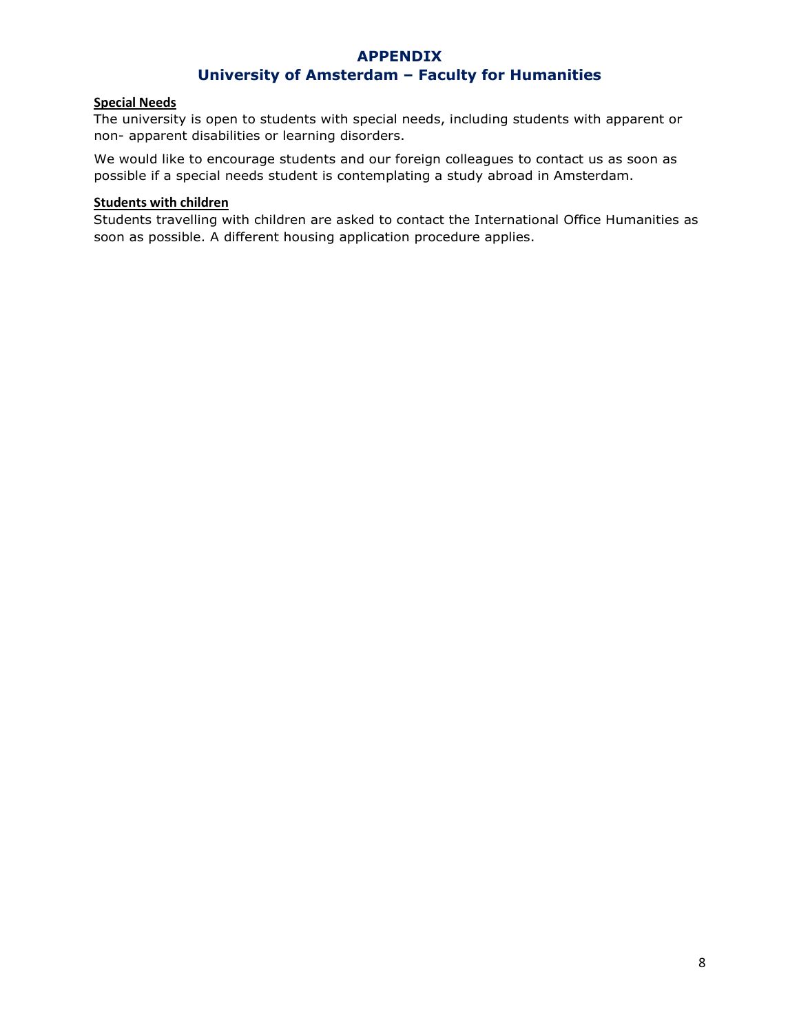# APPENDIX
## University of Amsterdam – Faculty for Humanities

**Special Needs**

The university is open to students with special needs, including students with apparent or non- apparent disabilities or learning disorders.

We would like to encourage students and our foreign colleagues to contact us as soon as possible if a special needs student is contemplating a study abroad in Amsterdam.

**Students with children**

Students travelling with children are asked to contact the International Office Humanities as soon as possible. A different housing application procedure applies.